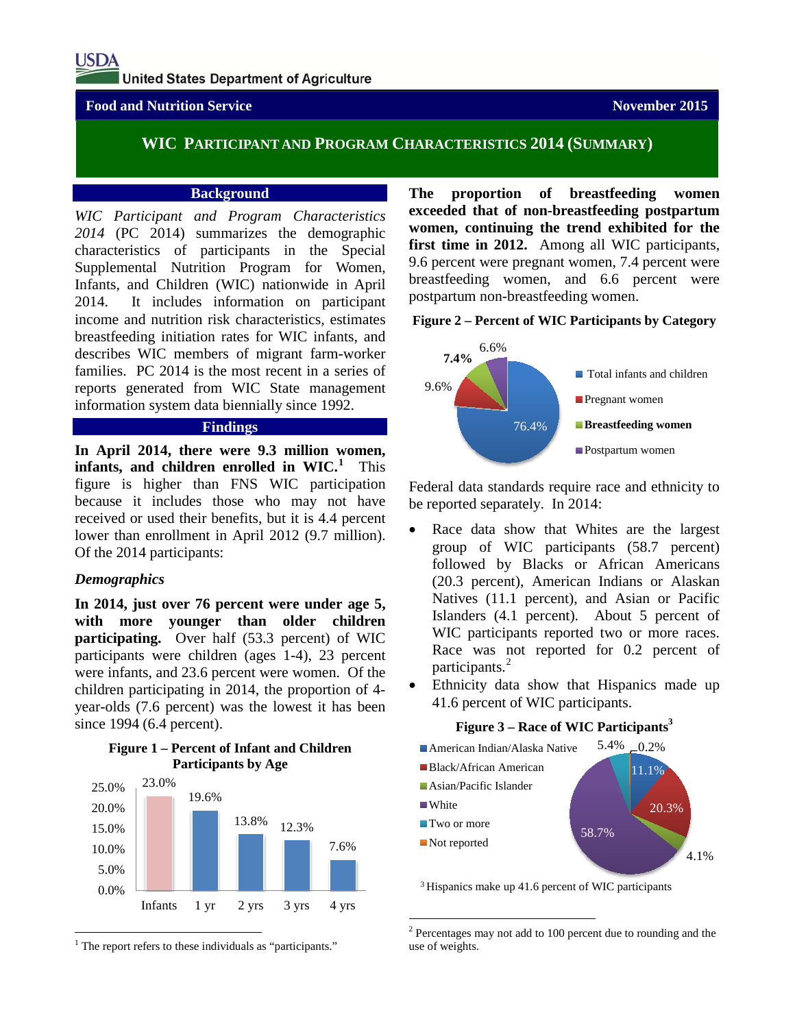USDA United States Department of Agriculture

**Food and Nutrition Service** **November 2015**

# WIC PARTICIPANT AND PROGRAM CHARACTERISTICS 2014 (SUMMARY)

## Background

*WIC Participant and Program Characteristics 2014* (PC 2014) summarizes the demographic characteristics of participants in the Special Supplemental Nutrition Program for Women, Infants, and Children (WIC) nationwide in April 2014. It includes information on participant income and nutrition risk characteristics, estimates breastfeeding initiation rates for WIC infants, and describes WIC members of migrant farm-worker families. PC 2014 is the most recent in a series of reports generated from WIC State management information system data biennially since 1992.

## Findings

**In April 2014, there were 9.3 million women, infants, and children enrolled in WIC.[1]** This figure is higher than FNS WIC participation because it includes those who may not have received or used their benefits, but it is 4.4 percent lower than enrollment in April 2012 (9.7 million). Of the 2014 participants:

### *Demographics*

**In 2014, just over 76 percent were under age 5, with more younger than older children participating.** Over half (53.3 percent) of WIC participants were children (ages 1-4), 23 percent were infants, and 23.6 percent were women. Of the children participating in 2014, the proportion of 4-year-olds (7.6 percent) was the lowest it has been since 1994 (6.4 percent).

**Figure 1 – Percent of Infant and Children Participants by Age**

| Age | Percent |
|---|---|
| Infants | 23.0% |
| 1 yr | 19.6% |
| 2 yrs | 13.8% |
| 3 yrs | 12.3% |
| 4 yrs | 7.6% |

[1] The report refers to these individuals as "participants."

**The proportion of breastfeeding women exceeded that of non-breastfeeding postpartum women, continuing the trend exhibited for the first time in 2012.** Among all WIC participants, 9.6 percent were pregnant women, 7.4 percent were breastfeeding women, and 6.6 percent were postpartum non-breastfeeding women.

**Figure 2 – Percent of WIC Participants by Category**

| Category | Percent |
|---|---|
| Total infants and children | 76.4% |
| Pregnant women | 9.6% |
| **Breastfeeding women** | **7.4%** |
| Postpartum women | 6.6% |

Federal data standards require race and ethnicity to be reported separately. In 2014:

- Race data show that Whites are the largest group of WIC participants (58.7 percent) followed by Blacks or African Americans (20.3 percent), American Indians or Alaskan Natives (11.1 percent), and Asian or Pacific Islanders (4.1 percent). About 5 percent of WIC participants reported two or more races. Race was not reported for 0.2 percent of participants.[2]
- Ethnicity data show that Hispanics made up 41.6 percent of WIC participants.

**Figure 3 – Race of WIC Participants[3]**

| Race | Percent |
|---|---|
| American Indian/Alaska Native | 11.1% |
| Black/African American | 20.3% |
| Asian/Pacific Islander | 4.1% |
| White | 58.7% |
| Two or more | 5.4% |
| Not reported | 0.2% |

[3] Hispanics make up 41.6 percent of WIC participants

[2] Percentages may not add to 100 percent due to rounding and the use of weights.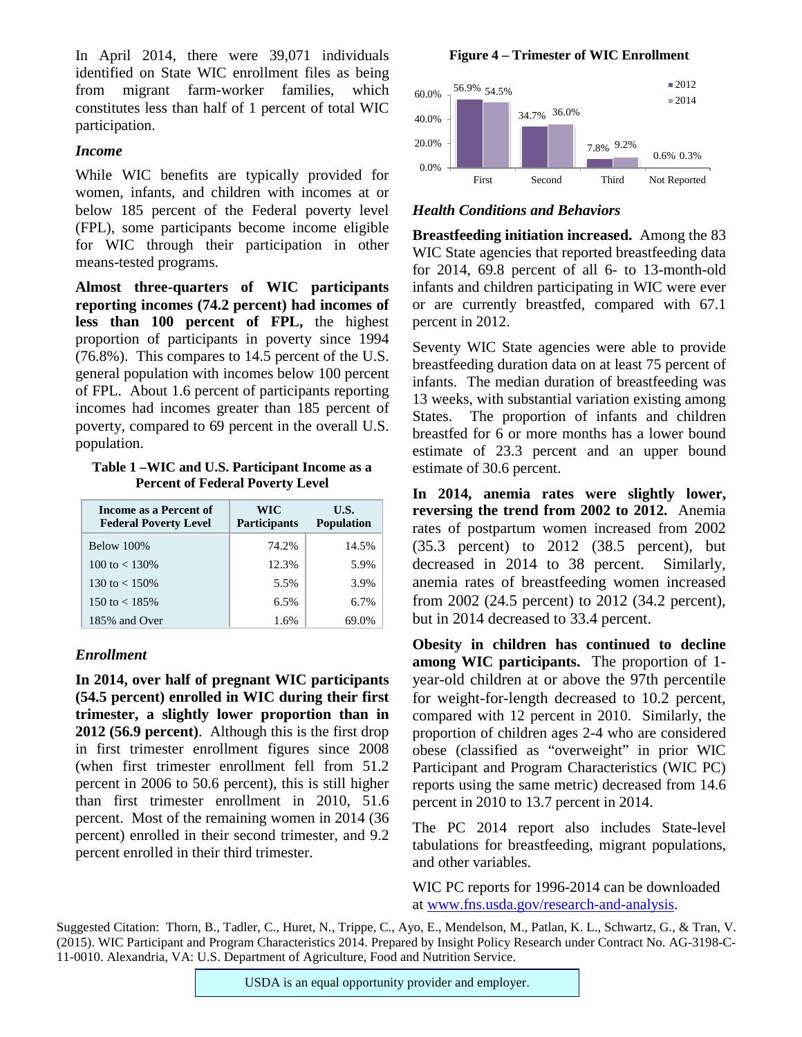In April 2014, there were 39,071 individuals identified on State WIC enrollment files as being from migrant farm-worker families, which constitutes less than half of 1 percent of total WIC participation.

### *Income*

While WIC benefits are typically provided for women, infants, and children with incomes at or below 185 percent of the Federal poverty level (FPL), some participants become income eligible for WIC through their participation in other means-tested programs.

**Almost three-quarters of WIC participants reporting incomes (74.2 percent) had incomes of less than 100 percent of FPL,** the highest proportion of participants in poverty since 1994 (76.8%). This compares to 14.5 percent of the U.S. general population with incomes below 100 percent of FPL. About 1.6 percent of participants reporting incomes had incomes greater than 185 percent of poverty, compared to 69 percent in the overall U.S. population.

**Table 1 –WIC and U.S. Participant Income as a Percent of Federal Poverty Level**

| Income as a Percent of Federal Poverty Level | WIC Participants | U.S. Population |
|---|---|---|
| Below 100% | 74.2% | 14.5% |
| 100 to < 130% | 12.3% | 5.9% |
| 130 to < 150% | 5.5% | 3.9% |
| 150 to < 185% | 6.5% | 6.7% |
| 185% and Over | 1.6% | 69.0% |

### *Enrollment*

**In 2014, over half of pregnant WIC participants (54.5 percent) enrolled in WIC during their first trimester, a slightly lower proportion than in 2012 (56.9 percent)**. Although this is the first drop in first trimester enrollment figures since 2008 (when first trimester enrollment fell from 51.2 percent in 2006 to 50.6 percent), this is still higher than first trimester enrollment in 2010, 51.6 percent. Most of the remaining women in 2014 (36 percent) enrolled in their second trimester, and 9.2 percent enrolled in their third trimester.

**Figure 4 – Trimester of WIC Enrollment**

2012
2014
60.0%
40.0%
20.0%
0.0%
56.9% 54.5%
34.7% 36.0%
7.8% 9.2%
0.6% 0.3%
First
Second
Third
Not Reported

### *Health Conditions and Behaviors*

**Breastfeeding initiation increased.** Among the 83 WIC State agencies that reported breastfeeding data for 2014, 69.8 percent of all 6- to 13-month-old infants and children participating in WIC were ever or are currently breastfed, compared with 67.1 percent in 2012.

Seventy WIC State agencies were able to provide breastfeeding duration data on at least 75 percent of infants. The median duration of breastfeeding was 13 weeks, with substantial variation existing among States. The proportion of infants and children breastfed for 6 or more months has a lower bound estimate of 23.3 percent and an upper bound estimate of 30.6 percent.

**In 2014, anemia rates were slightly lower, reversing the trend from 2002 to 2012.** Anemia rates of postpartum women increased from 2002 (35.3 percent) to 2012 (38.5 percent), but decreased in 2014 to 38 percent. Similarly, anemia rates of breastfeeding women increased from 2002 (24.5 percent) to 2012 (34.2 percent), but in 2014 decreased to 33.4 percent.

**Obesity in children has continued to decline among WIC participants.** The proportion of 1-year-old children at or above the 97th percentile for weight-for-length decreased to 10.2 percent, compared with 12 percent in 2010. Similarly, the proportion of children ages 2-4 who are considered obese (classified as "overweight" in prior WIC Participant and Program Characteristics (WIC PC) reports using the same metric) decreased from 14.6 percent in 2010 to 13.7 percent in 2014.

The PC 2014 report also includes State-level tabulations for breastfeeding, migrant populations, and other variables.

WIC PC reports for 1996-2014 can be downloaded at [www.fns.usda.gov/research-and-analysis](www.fns.usda.gov/research-and-analysis).

Suggested Citation: Thorn, B., Tadler, C., Huret, N., Trippe, C., Ayo, E., Mendelson, M., Patlan, K. L., Schwartz, G., & Tran, V. (2015). WIC Participant and Program Characteristics 2014. Prepared by Insight Policy Research under Contract No. AG-3198-C-11-0010. Alexandria, VA: U.S. Department of Agriculture, Food and Nutrition Service.

USDA is an equal opportunity provider and employer.